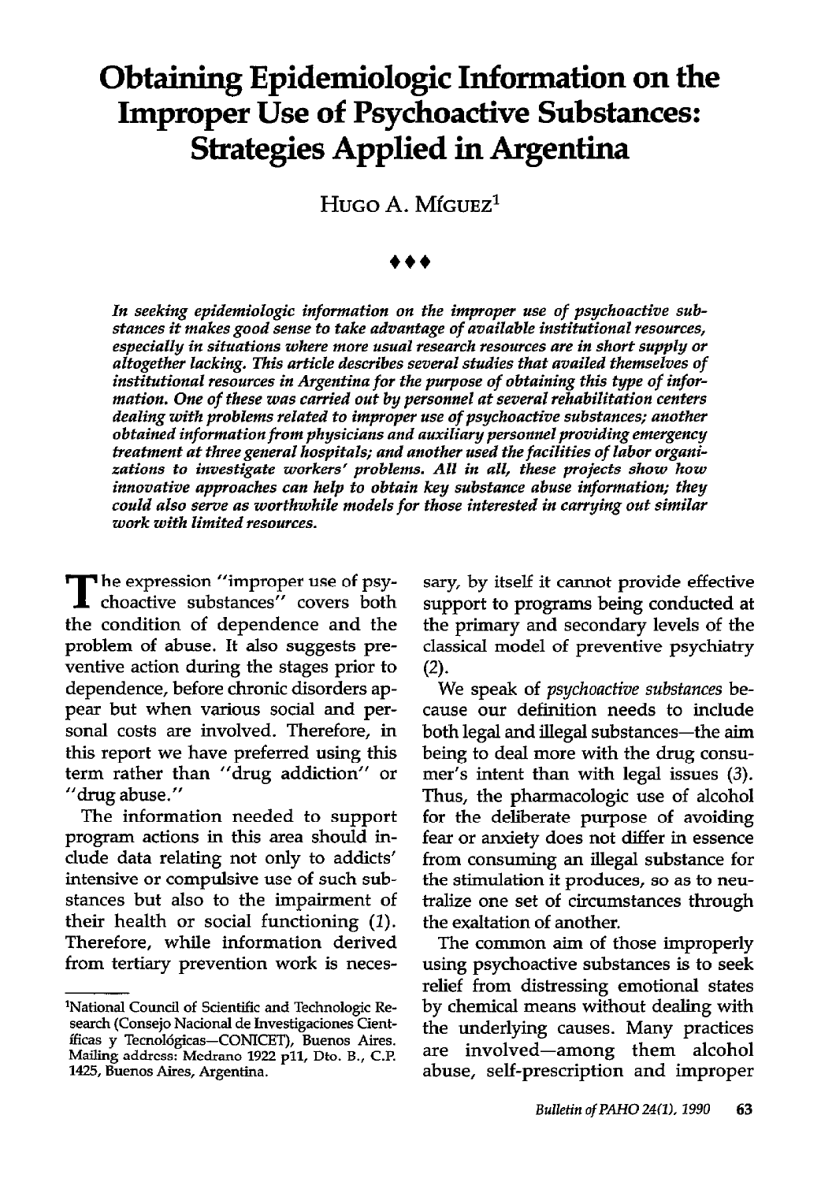# Obtaining Epidemiologic Information on the Improper Use of Psychoactive Substances: Strategies Applied in Argentina

Hugo A. Míguez[1]

♦♦♦

*In seeking epidemiologic information on the improper use of psychoactive substances it makes good sense to take advantage of available institutional resources, especially in situations where more usual research resources are in short supply or altogether lacking. This article describes several studies that availed themselves of institutional resources in Argentina for the purpose of obtaining this type of information. One of these was carried out by personnel at several rehabilitation centers dealing with problems related to improper use of psychoactive substances; another obtained information from physicians and auxiliary personnel providing emergency treatment at three general hospitals; and another used the facilities of labor organizations to investigate workers' problems. All in all, these projects show how innovative approaches can help to obtain key substance abuse information; they could also serve as worthwhile models for those interested in carrying out similar work with limited resources.*

The expression "improper use of psychoactive substances" covers both the condition of dependence and the problem of abuse. It also suggests preventive action during the stages prior to dependence, before chronic disorders appear but when various social and personal costs are involved. Therefore, in this report we have preferred using this term rather than "drug addiction" or "drug abuse."

The information needed to support program actions in this area should include data relating not only to addicts' intensive or compulsive use of such substances but also to the impairment of their health or social functioning (*1*). Therefore, while information derived from tertiary prevention work is necessary, by itself it cannot provide effective support to programs being conducted at the primary and secondary levels of the classical model of preventive psychiatry (*2*).

We speak of *psychoactive substances* because our definition needs to include both legal and illegal substances—the aim being to deal more with the drug consumer's intent than with legal issues (*3*). Thus, the pharmacologic use of alcohol for the deliberate purpose of avoiding fear or anxiety does not differ in essence from consuming an illegal substance for the stimulation it produces, so as to neutralize one set of circumstances through the exaltation of another.

The common aim of those improperly using psychoactive substances is to seek relief from distressing emotional states by chemical means without dealing with the underlying causes. Many practices are involved—among them alcohol abuse, self-prescription and improper

---

[1]National Council of Scientific and Technologic Research (Consejo Nacional de Investigaciones Científicas y Tecnológicas—CONICET), Buenos Aires. Mailing address: Medrano 1922 p11, Dto. B., C.P. 1425, Buenos Aires, Argentina.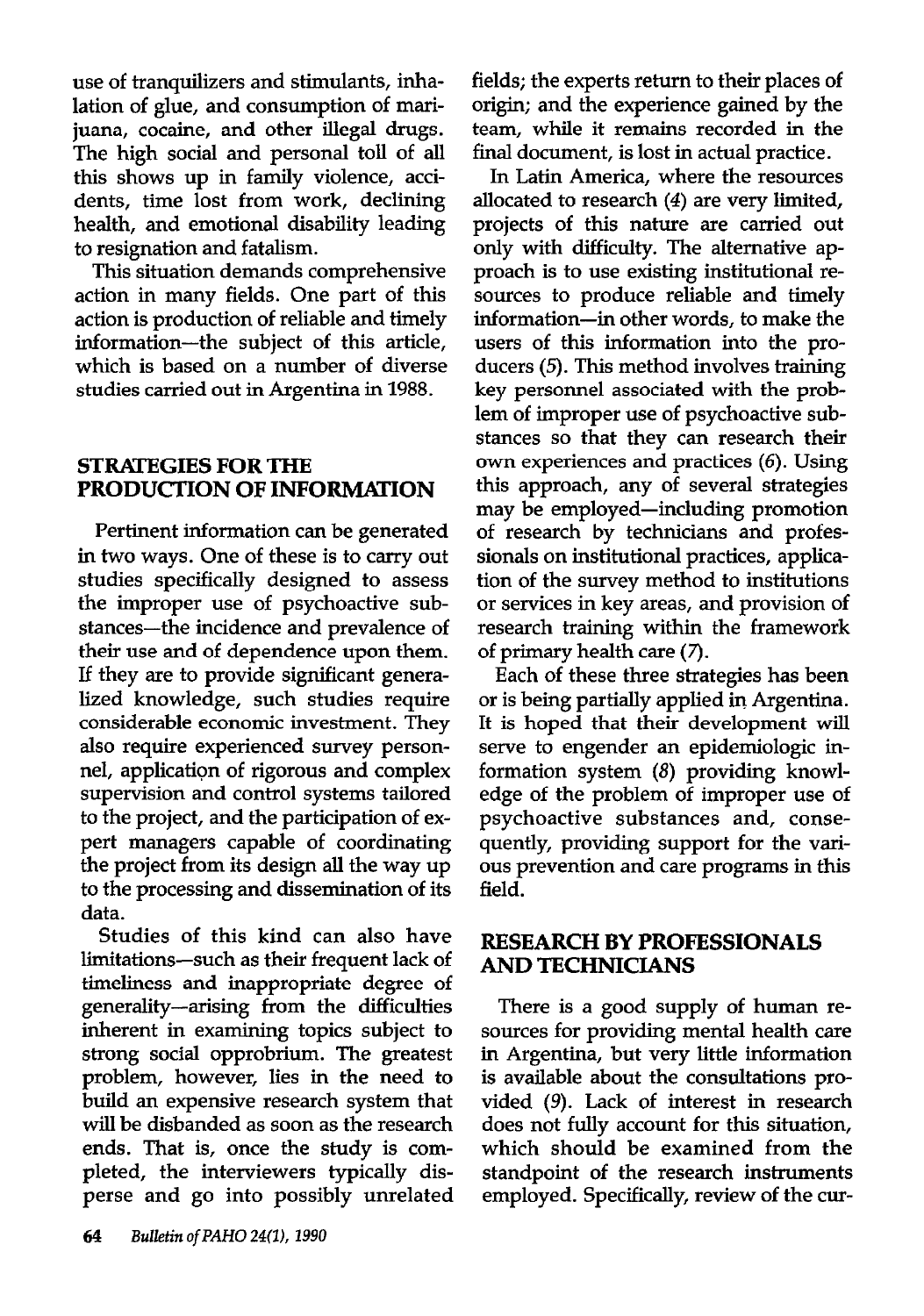use of tranquilizers and stimulants, inhalation of glue, and consumption of marijuana, cocaine, and other illegal drugs. The high social and personal toll of all this shows up in family violence, accidents, time lost from work, declining health, and emotional disability leading to resignation and fatalism.

This situation demands comprehensive action in many fields. One part of this action is production of reliable and timely information—the subject of this article, which is based on a number of diverse studies carried out in Argentina in 1988.

## STRATEGIES FOR THE PRODUCTION OF INFORMATION

Pertinent information can be generated in two ways. One of these is to carry out studies specifically designed to assess the improper use of psychoactive substances—the incidence and prevalence of their use and of dependence upon them. If they are to provide significant generalized knowledge, such studies require considerable economic investment. They also require experienced survey personnel, application of rigorous and complex supervision and control systems tailored to the project, and the participation of expert managers capable of coordinating the project from its design all the way up to the processing and dissemination of its data.

Studies of this kind can also have limitations—such as their frequent lack of timeliness and inappropriate degree of generality—arising from the difficulties inherent in examining topics subject to strong social opprobrium. The greatest problem, however, lies in the need to build an expensive research system that will be disbanded as soon as the research ends. That is, once the study is completed, the interviewers typically disperse and go into possibly unrelated fields; the experts return to their places of origin; and the experience gained by the team, while it remains recorded in the final document, is lost in actual practice.

In Latin America, where the resources allocated to research (*4*) are very limited, projects of this nature are carried out only with difficulty. The alternative approach is to use existing institutional resources to produce reliable and timely information—in other words, to make the users of this information into the producers (*5*). This method involves training key personnel associated with the problem of improper use of psychoactive substances so that they can research their own experiences and practices (*6*). Using this approach, any of several strategies may be employed—including promotion of research by technicians and professionals on institutional practices, application of the survey method to institutions or services in key areas, and provision of research training within the framework of primary health care (*7*).

Each of these three strategies has been or is being partially applied in Argentina. It is hoped that their development will serve to engender an epidemiologic information system (*8*) providing knowledge of the problem of improper use of psychoactive substances and, consequently, providing support for the various prevention and care programs in this field.

## RESEARCH BY PROFESSIONALS AND TECHNICIANS

There is a good supply of human resources for providing mental health care in Argentina, but very little information is available about the consultations provided (*9*). Lack of interest in research does not fully account for this situation, which should be examined from the standpoint of the research instruments employed. Specifically, review of the cur-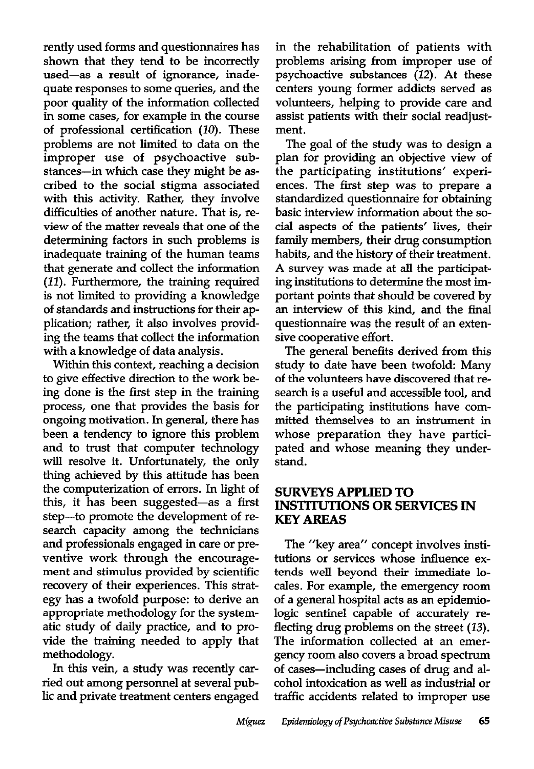rently used forms and questionnaires has shown that they tend to be incorrectly used—as a result of ignorance, inadequate responses to some queries, and the poor quality of the information collected in some cases, for example in the course of professional certification (10). These problems are not limited to data on the improper use of psychoactive substances—in which case they might be ascribed to the social stigma associated with this activity. Rather, they involve difficulties of another nature. That is, review of the matter reveals that one of the determining factors in such problems is inadequate training of the human teams that generate and collect the information (11). Furthermore, the training required is not limited to providing a knowledge of standards and instructions for their application; rather, it also involves providing the teams that collect the information with a knowledge of data analysis.

Within this context, reaching a decision to give effective direction to the work being done is the first step in the training process, one that provides the basis for ongoing motivation. In general, there has been a tendency to ignore this problem and to trust that computer technology will resolve it. Unfortunately, the only thing achieved by this attitude has been the computerization of errors. In light of this, it has been suggested—as a first step—to promote the development of research capacity among the technicians and professionals engaged in care or preventive work through the encouragement and stimulus provided by scientific recovery of their experiences. This strategy has a twofold purpose: to derive an appropriate methodology for the systematic study of daily practice, and to provide the training needed to apply that methodology.

In this vein, a study was recently carried out among personnel at several public and private treatment centers engaged in the rehabilitation of patients with problems arising from improper use of psychoactive substances (12). At these centers young former addicts served as volunteers, helping to provide care and assist patients with their social readjustment.

The goal of the study was to design a plan for providing an objective view of the participating institutions' experiences. The first step was to prepare a standardized questionnaire for obtaining basic interview information about the social aspects of the patients' lives, their family members, their drug consumption habits, and the history of their treatment. A survey was made at all the participating institutions to determine the most important points that should be covered by an interview of this kind, and the final questionnaire was the result of an extensive cooperative effort.

The general benefits derived from this study to date have been twofold: Many of the volunteers have discovered that research is a useful and accessible tool, and the participating institutions have committed themselves to an instrument in whose preparation they have participated and whose meaning they understand.

## SURVEYS APPLIED TO INSTITUTIONS OR SERVICES IN KEY AREAS

The "key area" concept involves institutions or services whose influence extends well beyond their immediate locales. For example, the emergency room of a general hospital acts as an epidemiologic sentinel capable of accurately reflecting drug problems on the street (13). The information collected at an emergency room also covers a broad spectrum of cases—including cases of drug and alcohol intoxication as well as industrial or traffic accidents related to improper use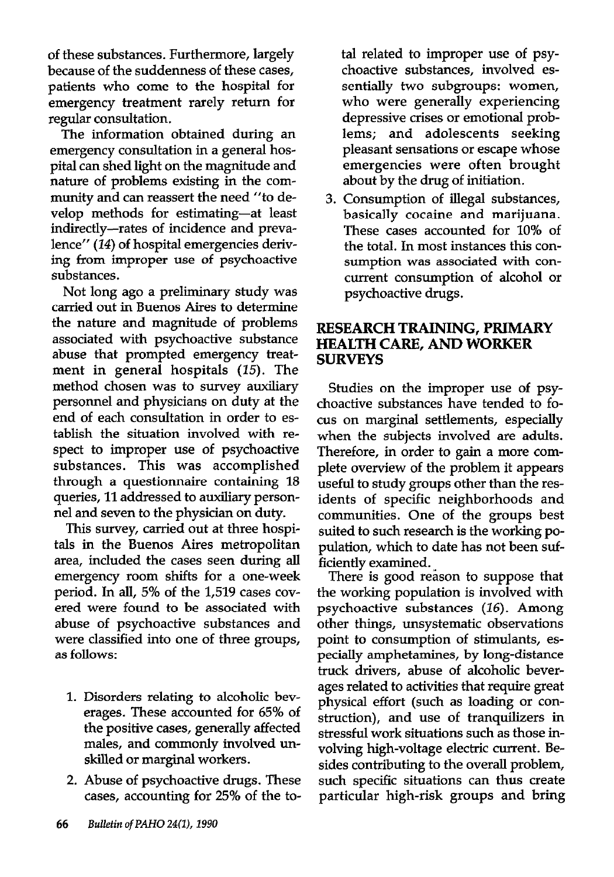of these substances. Furthermore, largely because of the suddenness of these cases, patients who come to the hospital for emergency treatment rarely return for regular consultation.

The information obtained during an emergency consultation in a general hospital can shed light on the magnitude and nature of problems existing in the community and can reassert the need "to develop methods for estimating—at least indirectly—rates of incidence and prevalence" (*14*) of hospital emergencies deriving from improper use of psychoactive substances.

Not long ago a preliminary study was carried out in Buenos Aires to determine the nature and magnitude of problems associated with psychoactive substance abuse that prompted emergency treatment in general hospitals (*15*). The method chosen was to survey auxiliary personnel and physicians on duty at the end of each consultation in order to establish the situation involved with respect to improper use of psychoactive substances. This was accomplished through a questionnaire containing 18 queries, 11 addressed to auxiliary personnel and seven to the physician on duty.

This survey, carried out at three hospitals in the Buenos Aires metropolitan area, included the cases seen during all emergency room shifts for a one-week period. In all, 5% of the 1,519 cases covered were found to be associated with abuse of psychoactive substances and were classified into one of three groups, as follows:

1. Disorders relating to alcoholic beverages. These accounted for 65% of the positive cases, generally affected males, and commonly involved unskilled or marginal workers.
2. Abuse of psychoactive drugs. These cases, accounting for 25% of the total related to improper use of psychoactive substances, involved essentially two subgroups: women, who were generally experiencing depressive crises or emotional problems; and adolescents seeking pleasant sensations or escape whose emergencies were often brought about by the drug of initiation.
3. Consumption of illegal substances, basically cocaine and marijuana. These cases accounted for 10% of the total. In most instances this consumption was associated with concurrent consumption of alcohol or psychoactive drugs.

## RESEARCH TRAINING, PRIMARY HEALTH CARE, AND WORKER SURVEYS

Studies on the improper use of psychoactive substances have tended to focus on marginal settlements, especially when the subjects involved are adults. Therefore, in order to gain a more complete overview of the problem it appears useful to study groups other than the residents of specific neighborhoods and communities. One of the groups best suited to such research is the working population, which to date has not been sufficiently examined.

There is good reason to suppose that the working population is involved with psychoactive substances (*16*). Among other things, unsystematic observations point to consumption of stimulants, especially amphetamines, by long-distance truck drivers, abuse of alcoholic beverages related to activities that require great physical effort (such as loading or construction), and use of tranquilizers in stressful work situations such as those involving high-voltage electric current. Besides contributing to the overall problem, such specific situations can thus create particular high-risk groups and bring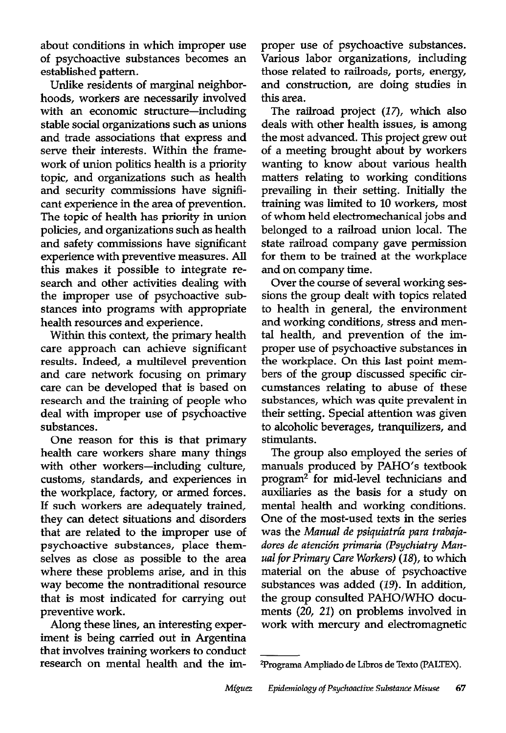about conditions in which improper use of psychoactive substances becomes an established pattern.

Unlike residents of marginal neighborhoods, workers are necessarily involved with an economic structure—including stable social organizations such as unions and trade associations that express and serve their interests. Within the framework of union politics health is a priority topic, and organizations such as health and security commissions have significant experience in the area of prevention. The topic of health has priority in union policies, and organizations such as health and safety commissions have significant experience with preventive measures. All this makes it possible to integrate research and other activities dealing with the improper use of psychoactive substances into programs with appropriate health resources and experience.

Within this context, the primary health care approach can achieve significant results. Indeed, a multilevel prevention and care network focusing on primary care can be developed that is based on research and the training of people who deal with improper use of psychoactive substances.

One reason for this is that primary health care workers share many things with other workers—including culture, customs, standards, and experiences in the workplace, factory, or armed forces. If such workers are adequately trained, they can detect situations and disorders that are related to the improper use of psychoactive substances, place themselves as close as possible to the area where these problems arise, and in this way become the nontraditional resource that is most indicated for carrying out preventive work.

Along these lines, an interesting experiment is being carried out in Argentina that involves training workers to conduct research on mental health and the improper use of psychoactive substances. Various labor organizations, including those related to railroads, ports, energy, and construction, are doing studies in this area.

The railroad project (*17*), which also deals with other health issues, is among the most advanced. This project grew out of a meeting brought about by workers wanting to know about various health matters relating to working conditions prevailing in their setting. Initially the training was limited to 10 workers, most of whom held electromechanical jobs and belonged to a railroad union local. The state railroad company gave permission for them to be trained at the workplace and on company time.

Over the course of several working sessions the group dealt with topics related to health in general, the environment and working conditions, stress and mental health, and prevention of the improper use of psychoactive substances in the workplace. On this last point members of the group discussed specific circumstances relating to abuse of these substances, which was quite prevalent in their setting. Special attention was given to alcoholic beverages, tranquilizers, and stimulants.

The group also employed the series of manuals produced by PAHO's textbook program[2] for mid-level technicians and auxiliaries as the basis for a study on mental health and working conditions. One of the most-used texts in the series was the *Manual de psiquiatría para trabajadores de atención primaria (Psychiatry Manual for Primary Care Workers)* (*18*), to which material on the abuse of psychoactive substances was added (*19*). In addition, the group consulted PAHO/WHO documents (*20, 21*) on problems involved in work with mercury and electromagnetic

[2] Programa Ampliado de Libros de Texto (PALTEX).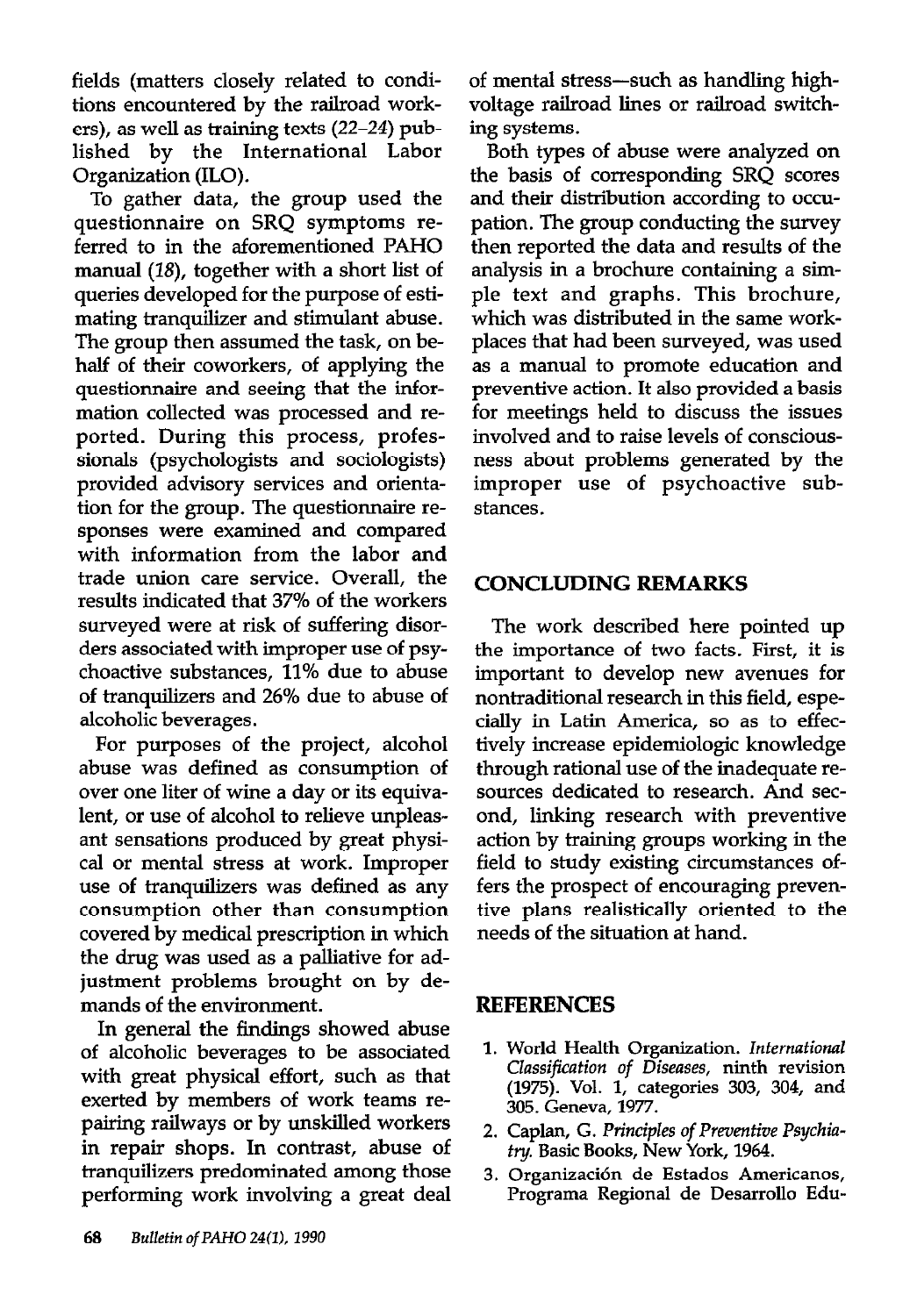fields (matters closely related to conditions encountered by the railroad workers), as well as training texts (22–24) published by the International Labor Organization (ILO).

To gather data, the group used the questionnaire on SRQ symptoms referred to in the aforementioned PAHO manual (18), together with a short list of queries developed for the purpose of estimating tranquilizer and stimulant abuse. The group then assumed the task, on behalf of their coworkers, of applying the questionnaire and seeing that the information collected was processed and reported. During this process, professionals (psychologists and sociologists) provided advisory services and orientation for the group. The questionnaire responses were examined and compared with information from the labor and trade union care service. Overall, the results indicated that 37% of the workers surveyed were at risk of suffering disorders associated with improper use of psychoactive substances, 11% due to abuse of tranquilizers and 26% due to abuse of alcoholic beverages.

For purposes of the project, alcohol abuse was defined as consumption of over one liter of wine a day or its equivalent, or use of alcohol to relieve unpleasant sensations produced by great physical or mental stress at work. Improper use of tranquilizers was defined as any consumption other than consumption covered by medical prescription in which the drug was used as a palliative for adjustment problems brought on by demands of the environment.

In general the findings showed abuse of alcoholic beverages to be associated with great physical effort, such as that exerted by members of work teams repairing railways or by unskilled workers in repair shops. In contrast, abuse of tranquilizers predominated among those performing work involving a great deal of mental stress—such as handling high-voltage railroad lines or railroad switching systems.

Both types of abuse were analyzed on the basis of corresponding SRQ scores and their distribution according to occupation. The group conducting the survey then reported the data and results of the analysis in a brochure containing a simple text and graphs. This brochure, which was distributed in the same workplaces that had been surveyed, was used as a manual to promote education and preventive action. It also provided a basis for meetings held to discuss the issues involved and to raise levels of consciousness about problems generated by the improper use of psychoactive substances.

## CONCLUDING REMARKS

The work described here pointed up the importance of two facts. First, it is important to develop new avenues for nontraditional research in this field, especially in Latin America, so as to effectively increase epidemiologic knowledge through rational use of the inadequate resources dedicated to research. And second, linking research with preventive action by training groups working in the field to study existing circumstances offers the prospect of encouraging preventive plans realistically oriented to the needs of the situation at hand.

## REFERENCES

1. World Health Organization. *International Classification of Diseases*, ninth revision (1975). Vol. 1, categories 303, 304, and 305. Geneva, 1977.
2. Caplan, G. *Principles of Preventive Psychiatry*. Basic Books, New York, 1964.
3. Organización de Estados Americanos, Programa Regional de Desarrollo Edu-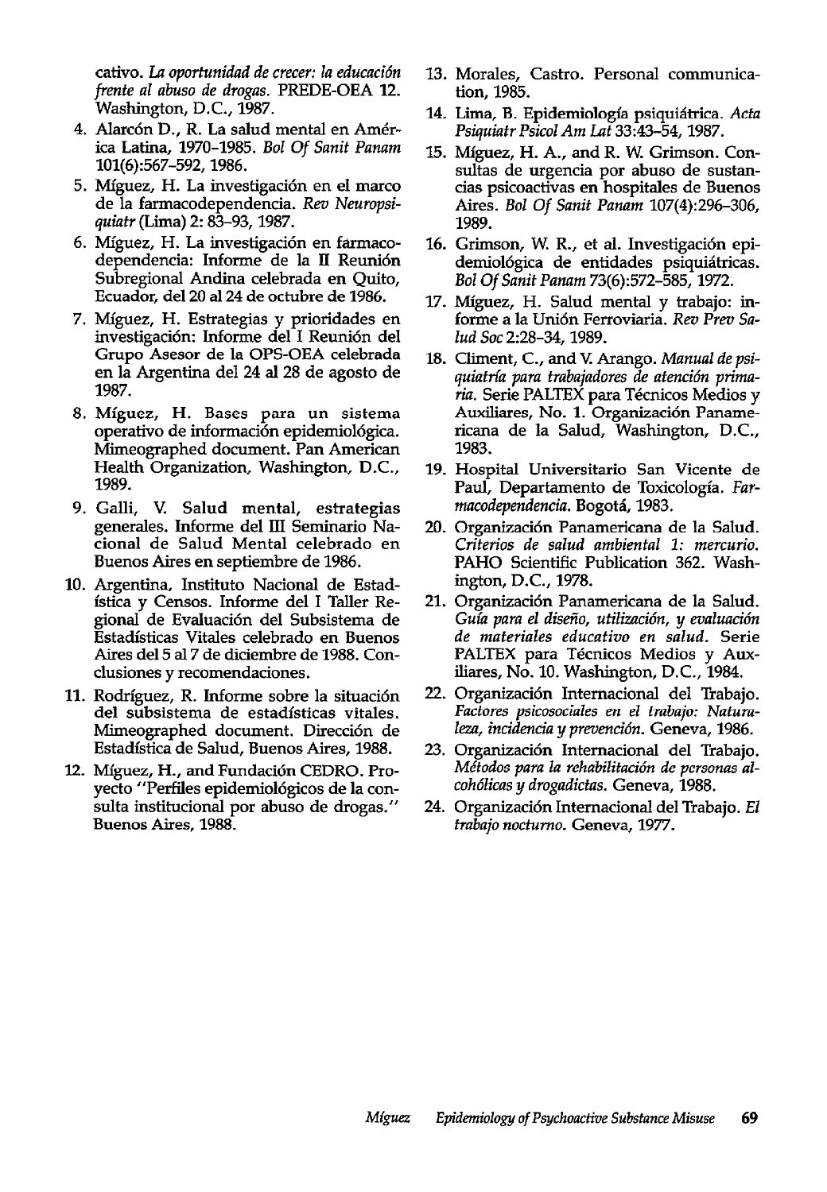cativo. *La oportunidad de crecer: la educación frente al abuso de drogas.* PREDE-OEA 12. Washington, D.C., 1987.

4. Alarcón D., R. La salud mental en América Latina, 1970–1985. *Bol Of Sanit Panam* 101(6):567–592, 1986.
5. Míguez, H. La investigación en el marco de la farmacodependencia. *Rev Neuropsiquiatr* (Lima) 2: 83–93, 1987.
6. Míguez, H. La investigación en farmacodependencia: Informe de la II Reunión Subregional Andina celebrada en Quito, Ecuador, del 20 al 24 de octubre de 1986.
7. Míguez, H. Estrategias y prioridades en investigación: Informe del I Reunión del Grupo Asesor de la OPS-OEA celebrada en la Argentina del 24 al 28 de agosto de 1987.
8. Míguez, H. Bases para un sistema operativo de información epidemiológica. Mimeographed document. Pan American Health Organization, Washington, D.C., 1989.
9. Galli, V. Salud mental, estrategias generales. Informe del III Seminario Nacional de Salud Mental celebrado en Buenos Aires en septiembre de 1986.
10. Argentina, Instituto Nacional de Estadística y Censos. Informe del I Taller Regional de Evaluación del Subsistema de Estadísticas Vitales celebrado en Buenos Aires del 5 al 7 de diciembre de 1988. Conclusiones y recomendaciones.
11. Rodríguez, R. Informe sobre la situación del subsistema de estadísticas vitales. Mimeographed document. Dirección de Estadística de Salud, Buenos Aires, 1988.
12. Míguez, H., and Fundación CEDRO. Proyecto "Perfiles epidemiológicos de la consulta institucional por abuso de drogas." Buenos Aires, 1988.
13. Morales, Castro. Personal communication, 1985.
14. Lima, B. Epidemiología psiquiátrica. *Acta Psiquiatr Psicol Am Lat* 33:43–54, 1987.
15. Míguez, H. A., and R. W. Grimson. Consultas de urgencia por abuso de sustancias psicoactivas en hospitales de Buenos Aires. *Bol Of Sanit Panam* 107(4):296–306, 1989.
16. Grimson, W. R., et al. Investigación epidemiológica de entidades psiquiátricas. *Bol Of Sanit Panam* 73(6):572–585, 1972.
17. Míguez, H. Salud mental y trabajo: informe a la Unión Ferroviaria. *Rev Prev Salud Soc* 2:28–34, 1989.
18. Climent, C., and V. Arango. *Manual de psiquiatría para trabajadores de atención primaria.* Serie PALTEX para Técnicos Medios y Auxiliares, No. 1. Organización Panamericana de la Salud, Washington, D.C., 1983.
19. Hospital Universitario San Vicente de Paul, Departamento de Toxicología. *Farmacodependencia.* Bogotá, 1983.
20. Organización Panamericana de la Salud. *Criterios de salud ambiental 1: mercurio.* PAHO Scientific Publication 362. Washington, D.C., 1978.
21. Organización Panamericana de la Salud. *Guía para el diseño, utilización, y evaluación de materiales educativo en salud.* Serie PALTEX para Técnicos Medios y Auxiliares, No. 10. Washington, D.C., 1984.
22. Organización Internacional del Trabajo. *Factores psicosociales en el trabajo: Naturaleza, incidencia y prevención.* Geneva, 1986.
23. Organización Internacional del Trabajo. *Métodos para la rehabilitación de personas alcohólicas y drogadictas.* Geneva, 1988.
24. Organización Internacional del Trabajo. *El trabajo nocturno.* Geneva, 1977.